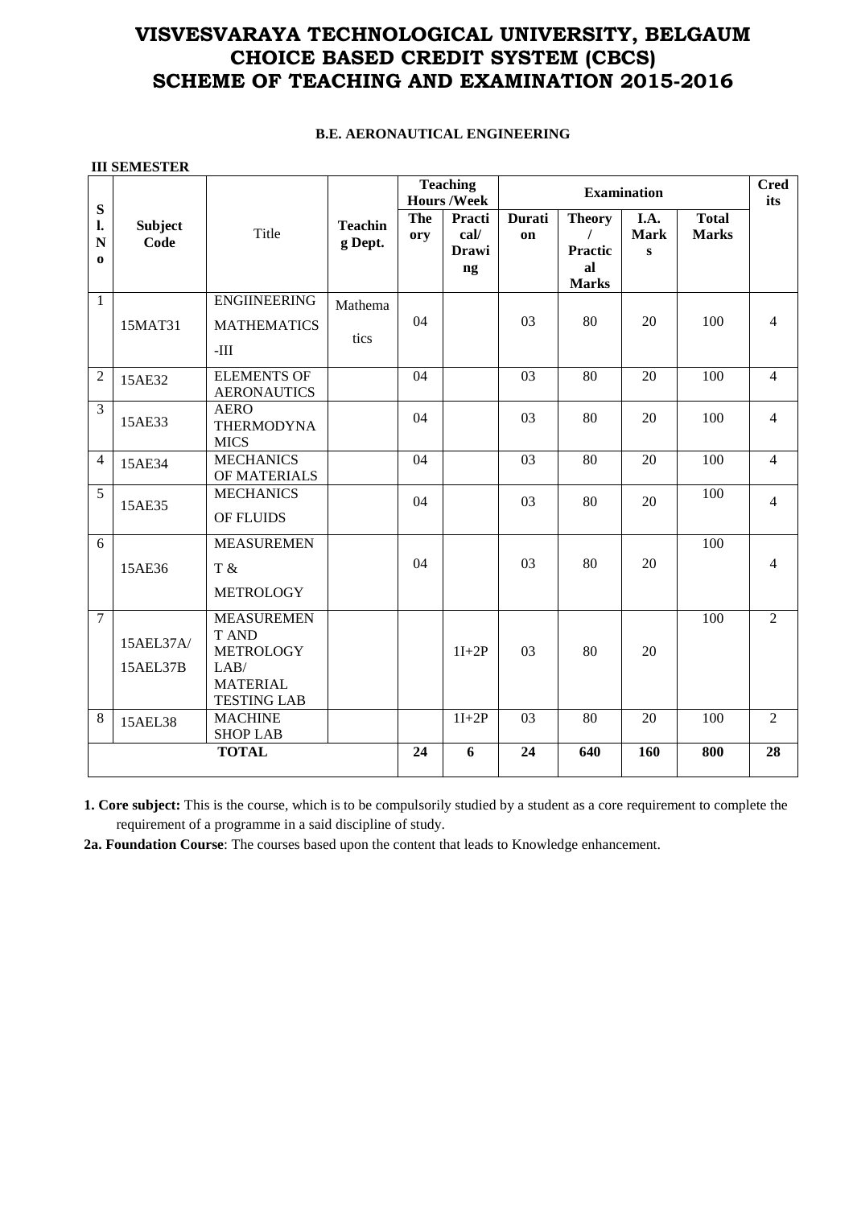# VISVESVARAYA TECHNOLOGICAL UNIVERSITY, BELGAUM
# CHOICE BASED CREDIT SYSTEM (CBCS)
# SCHEME OF TEACHING AND EXAMINATION 2015-2016

**B.E. AERONAUTICAL ENGINEERING**

**III SEMESTER**

| Sl. No | Subject Code | Title | Teaching Dept. | Teaching Hours /Week | | Examination | | | | Credits |
|---|---|---|---|---|---|---|---|---|---|---|
| | | | | Theory | Practical/ Drawing | Duration | Theory / Practical Marks | I.A. Marks | Total Marks | |
| 1 | 15MAT31 | ENGIINEERING MATHEMATICS -III | Mathematics | 04 | | 03 | 80 | 20 | 100 | 4 |
| 2 | 15AE32 | ELEMENTS OF AERONAUTICS | | 04 | | 03 | 80 | 20 | 100 | 4 |
| 3 | 15AE33 | AERO THERMODYNAMICS | | 04 | | 03 | 80 | 20 | 100 | 4 |
| 4 | 15AE34 | MECHANICS OF MATERIALS | | 04 | | 03 | 80 | 20 | 100 | 4 |
| 5 | 15AE35 | MECHANICS OF FLUIDS | | 04 | | 03 | 80 | 20 | 100 | 4 |
| 6 | 15AE36 | MEASUREMENT & METROLOGY | | 04 | | 03 | 80 | 20 | 100 | 4 |
| 7 | 15AEL37A/ 15AEL37B | MEASUREMENT AND METROLOGY LAB/ MATERIAL TESTING LAB | | | 1I+2P | 03 | 80 | 20 | 100 | 2 |
| 8 | 15AEL38 | MACHINE SHOP LAB | | | 1I+2P | 03 | 80 | 20 | 100 | 2 |
| | | **TOTAL** | | **24** | **6** | **24** | **640** | **160** | **800** | **28** |

**1. Core subject:** This is the course, which is to be compulsorily studied by a student as a core requirement to complete the requirement of a programme in a said discipline of study.

**2a. Foundation Course**: The courses based upon the content that leads to Knowledge enhancement.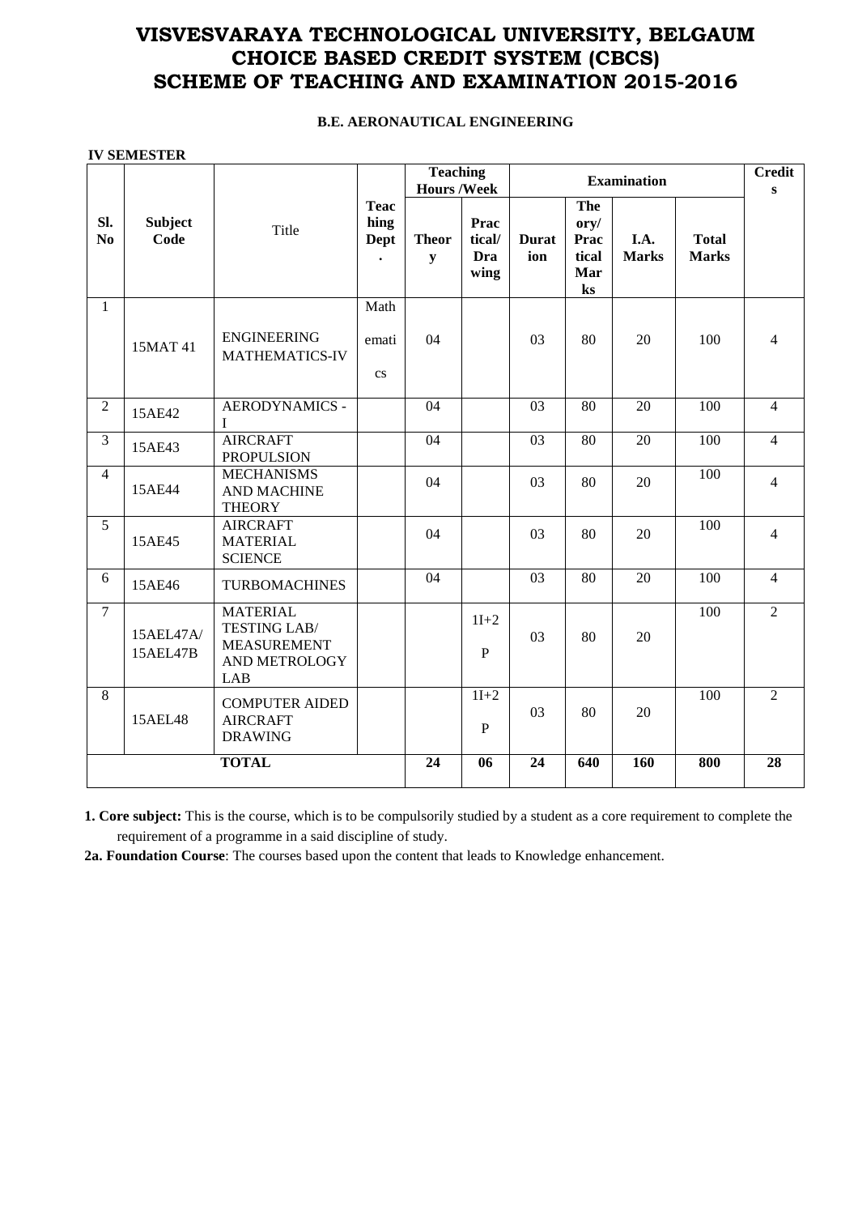# VISVESVARAYA TECHNOLOGICAL UNIVERSITY, BELGAUM
# CHOICE BASED CREDIT SYSTEM (CBCS)
# SCHEME OF TEACHING AND EXAMINATION 2015-2016

**B.E. AERONAUTICAL ENGINEERING**

**IV SEMESTER**

| Sl. No | Subject Code | Title | Teaching Dept. | Teaching Hours /Week | | Examination | | | | Credits |
|---|---|---|---|---|---|---|---|---|---|---|
| | | | | Theory | Practical/ Drawing | Duration | Theory/ Practical Marks | I.A. Marks | Total Marks | |
| 1 | 15MAT 41 | ENGINEERING MATHEMATICS-IV | Mathematics | 04 | | 03 | 80 | 20 | 100 | 4 |
| 2 | 15AE42 | AERODYNAMICS - I | | 04 | | 03 | 80 | 20 | 100 | 4 |
| 3 | 15AE43 | AIRCRAFT PROPULSION | | 04 | | 03 | 80 | 20 | 100 | 4 |
| 4 | 15AE44 | MECHANISMS AND MACHINE THEORY | | 04 | | 03 | 80 | 20 | 100 | 4 |
| 5 | 15AE45 | AIRCRAFT MATERIAL SCIENCE | | 04 | | 03 | 80 | 20 | 100 | 4 |
| 6 | 15AE46 | TURBOMACHINES | | 04 | | 03 | 80 | 20 | 100 | 4 |
| 7 | 15AEL47A/ 15AEL47B | MATERIAL TESTING LAB/ MEASUREMENT AND METROLOGY LAB | | | 1I+2 P | 03 | 80 | 20 | 100 | 2 |
| 8 | 15AEL48 | COMPUTER AIDED AIRCRAFT DRAWING | | | 1I+2 P | 03 | 80 | 20 | 100 | 2 |
| **TOTAL** | | | | **24** | **06** | **24** | **640** | **160** | **800** | **28** |

**1. Core subject:** This is the course, which is to be compulsorily studied by a student as a core requirement to complete the requirement of a programme in a said discipline of study.

**2a. Foundation Course**: The courses based upon the content that leads to Knowledge enhancement.